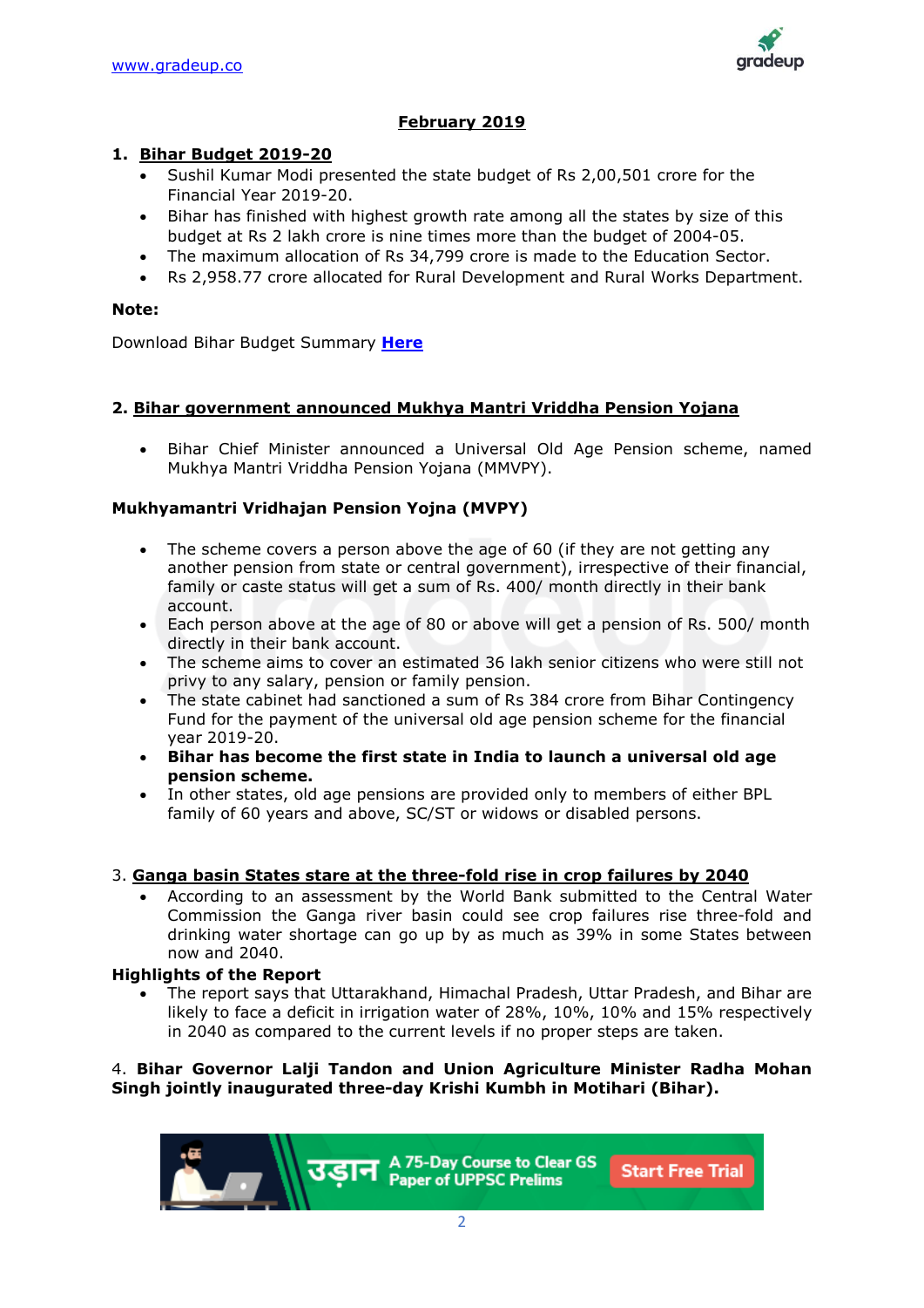**February 2019**

## 1. Bihar Budget 2019-20

- Sushil Kumar Modi presented the state budget of Rs 2,00,501 crore for the Financial Year 2019-20.
- Bihar has finished with highest growth rate among all the states by size of this budget at Rs 2 lakh crore is nine times more than the budget of 2004-05.
- The maximum allocation of Rs 34,799 crore is made to the Education Sector.
- Rs 2,958.77 crore allocated for Rural Development and Rural Works Department.

**Note:**

Download Bihar Budget Summary **Here**

## 2. Bihar government announced Mukhya Mantri Vriddha Pension Yojana

- Bihar Chief Minister announced a Universal Old Age Pension scheme, named Mukhya Mantri Vriddha Pension Yojana (MMVPY).

**Mukhyamantri Vridhajan Pension Yojna (MVPY)**

- The scheme covers a person above the age of 60 (if they are not getting any another pension from state or central government), irrespective of their financial, family or caste status will get a sum of Rs. 400/ month directly in their bank account.
- Each person above at the age of 80 or above will get a pension of Rs. 500/ month directly in their bank account.
- The scheme aims to cover an estimated 36 lakh senior citizens who were still not privy to any salary, pension or family pension.
- The state cabinet had sanctioned a sum of Rs 384 crore from Bihar Contingency Fund for the payment of the universal old age pension scheme for the financial year 2019-20.
- **Bihar has become the first state in India to launch a universal old age pension scheme.**
- In other states, old age pensions are provided only to members of either BPL family of 60 years and above, SC/ST or widows or disabled persons.

## 3. Ganga basin States stare at the three-fold rise in crop failures by 2040

- According to an assessment by the World Bank submitted to the Central Water Commission the Ganga river basin could see crop failures rise three-fold and drinking water shortage can go up by as much as 39% in some States between now and 2040.

**Highlights of the Report**

- The report says that Uttarakhand, Himachal Pradesh, Uttar Pradesh, and Bihar are likely to face a deficit in irrigation water of 28%, 10%, 10% and 15% respectively in 2040 as compared to the current levels if no proper steps are taken.

4. **Bihar Governor Lalji Tandon and Union Agriculture Minister Radha Mohan Singh jointly inaugurated three-day Krishi Kumbh in Motihari (Bihar).**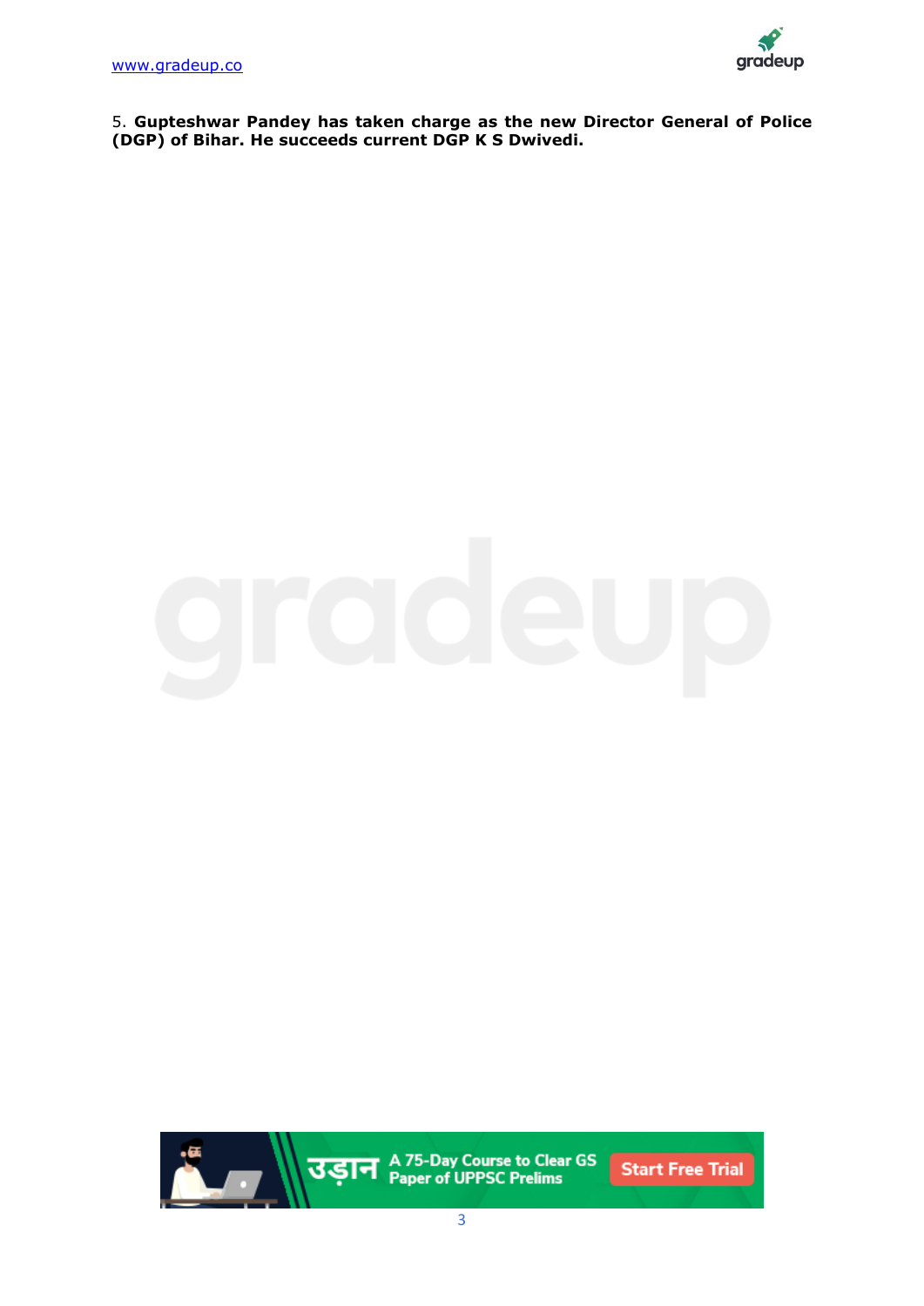5. **Gupteshwar Pandey has taken charge as the new Director General of Police (DGP) of Bihar. He succeeds current DGP K S Dwivedi.**